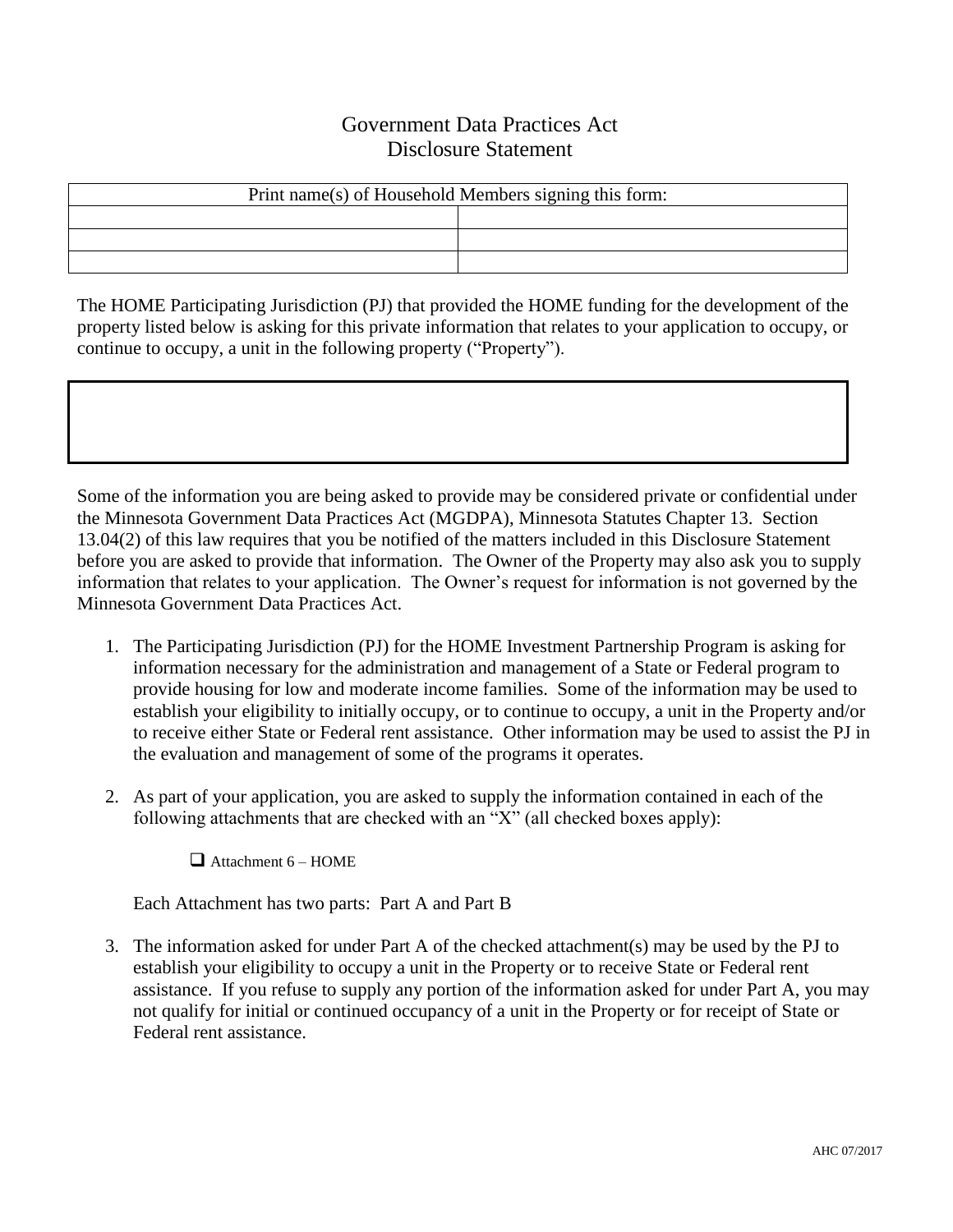# Government Data Practices Act
# Disclosure Statement

| Print name(s) of Household Members signing this form: | |
| --- | --- |
| | |
| | |
| | |

The HOME Participating Jurisdiction (PJ) that provided the HOME funding for the development of the property listed below is asking for this private information that relates to your application to occupy, or continue to occupy, a unit in the following property ("Property").

| |
| --- |
| |

Some of the information you are being asked to provide may be considered private or confidential under the Minnesota Government Data Practices Act (MGDPA), Minnesota Statutes Chapter 13. Section 13.04(2) of this law requires that you be notified of the matters included in this Disclosure Statement before you are asked to provide that information. The Owner of the Property may also ask you to supply information that relates to your application. The Owner's request for information is not governed by the Minnesota Government Data Practices Act.

1. The Participating Jurisdiction (PJ) for the HOME Investment Partnership Program is asking for information necessary for the administration and management of a State or Federal program to provide housing for low and moderate income families. Some of the information may be used to establish your eligibility to initially occupy, or to continue to occupy, a unit in the Property and/or to receive either State or Federal rent assistance. Other information may be used to assist the PJ in the evaluation and management of some of the programs it operates.

2. As part of your application, you are asked to supply the information contained in each of the following attachments that are checked with an "X" (all checked boxes apply):

   ☐ Attachment 6 – HOME

   Each Attachment has two parts: Part A and Part B

3. The information asked for under Part A of the checked attachment(s) may be used by the PJ to establish your eligibility to occupy a unit in the Property or to receive State or Federal rent assistance. If you refuse to supply any portion of the information asked for under Part A, you may not qualify for initial or continued occupancy of a unit in the Property or for receipt of State or Federal rent assistance.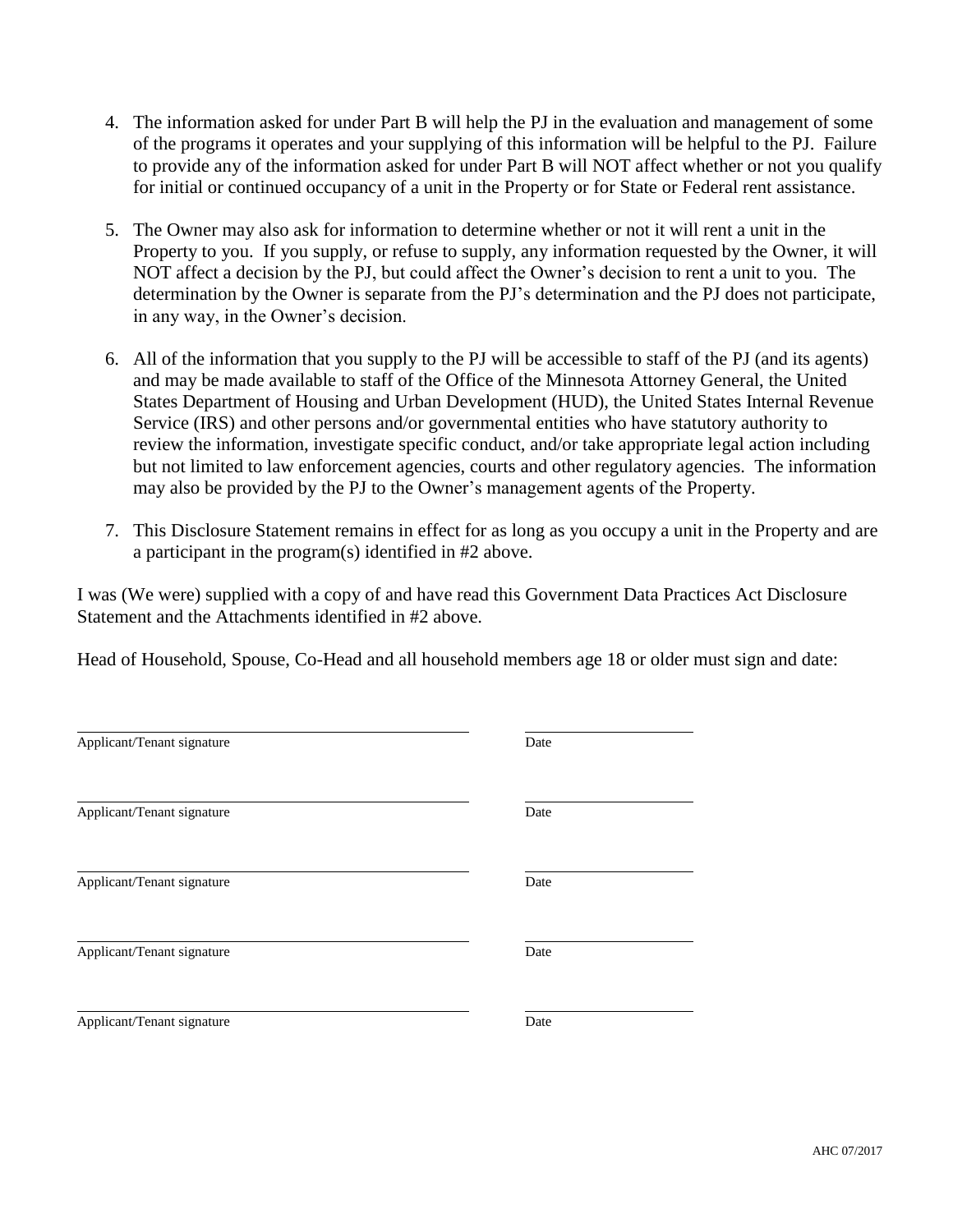4. The information asked for under Part B will help the PJ in the evaluation and management of some of the programs it operates and your supplying of this information will be helpful to the PJ. Failure to provide any of the information asked for under Part B will NOT affect whether or not you qualify for initial or continued occupancy of a unit in the Property or for State or Federal rent assistance.

5. The Owner may also ask for information to determine whether or not it will rent a unit in the Property to you. If you supply, or refuse to supply, any information requested by the Owner, it will NOT affect a decision by the PJ, but could affect the Owner's decision to rent a unit to you. The determination by the Owner is separate from the PJ's determination and the PJ does not participate, in any way, in the Owner's decision.

6. All of the information that you supply to the PJ will be accessible to staff of the PJ (and its agents) and may be made available to staff of the Office of the Minnesota Attorney General, the United States Department of Housing and Urban Development (HUD), the United States Internal Revenue Service (IRS) and other persons and/or governmental entities who have statutory authority to review the information, investigate specific conduct, and/or take appropriate legal action including but not limited to law enforcement agencies, courts and other regulatory agencies. The information may also be provided by the PJ to the Owner's management agents of the Property.

7. This Disclosure Statement remains in effect for as long as you occupy a unit in the Property and are a participant in the program(s) identified in #2 above.

I was (We were) supplied with a copy of and have read this Government Data Practices Act Disclosure Statement and the Attachments identified in #2 above.

Head of Household, Spouse, Co-Head and all household members age 18 or older must sign and date:

| Applicant/Tenant signature | Date |
|---|---|
| Applicant/Tenant signature | Date |
| Applicant/Tenant signature | Date |
| Applicant/Tenant signature | Date |
| Applicant/Tenant signature | Date |

AHC 07/2017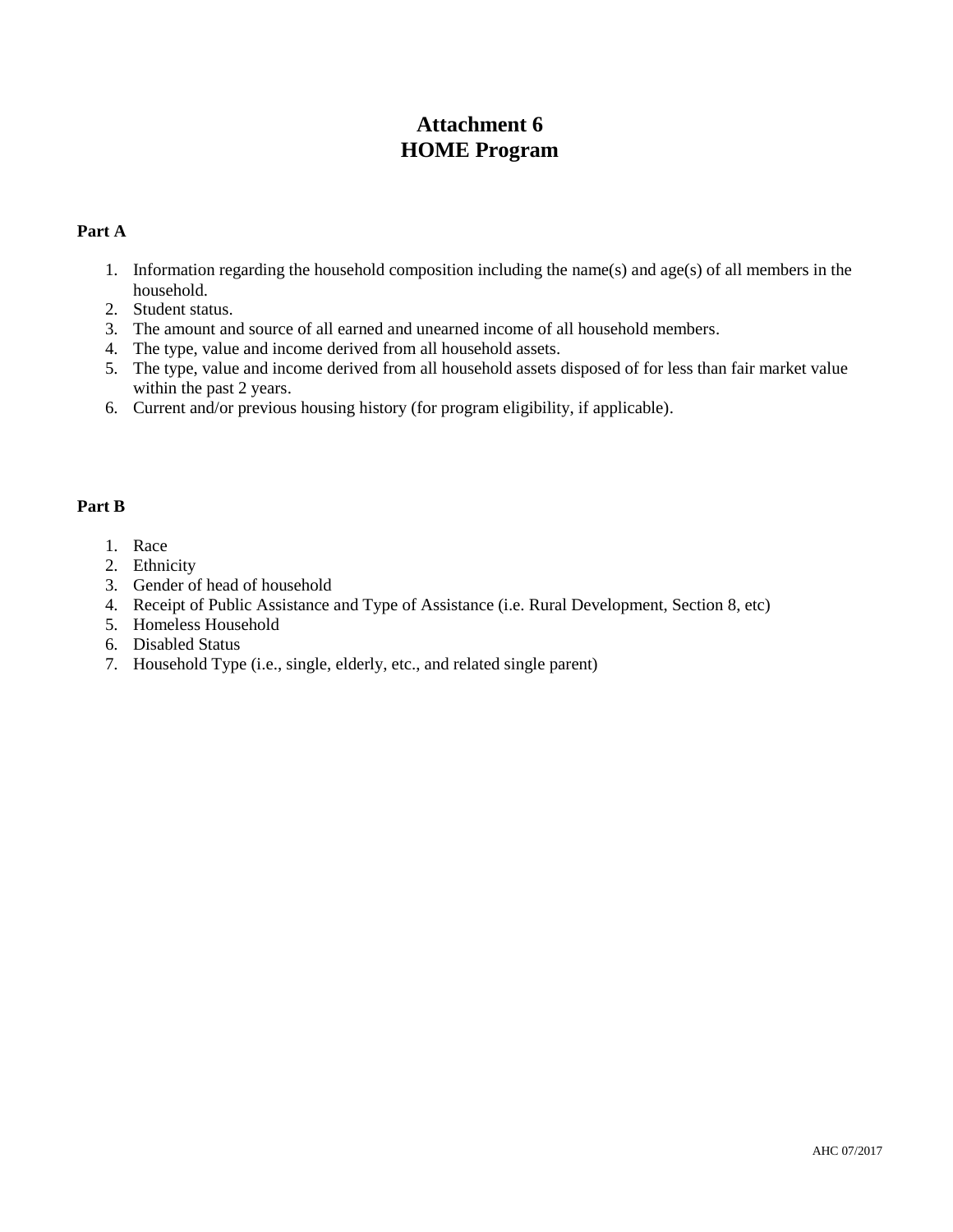# Attachment 6
# HOME Program

**Part A**

1. Information regarding the household composition including the name(s) and age(s) of all members in the household.
2. Student status.
3. The amount and source of all earned and unearned income of all household members.
4. The type, value and income derived from all household assets.
5. The type, value and income derived from all household assets disposed of for less than fair market value within the past 2 years.
6. Current and/or previous housing history (for program eligibility, if applicable).

**Part B**

1. Race
2. Ethnicity
3. Gender of head of household
4. Receipt of Public Assistance and Type of Assistance (i.e. Rural Development, Section 8, etc)
5. Homeless Household
6. Disabled Status
7. Household Type (i.e., single, elderly, etc., and related single parent)

AHC 07/2017